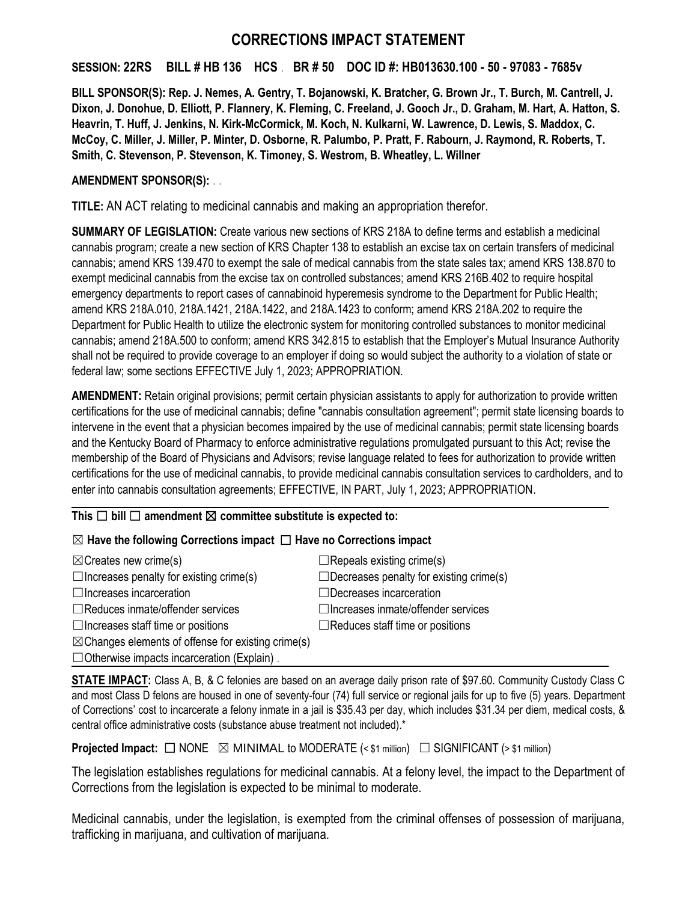# CORRECTIONS IMPACT STATEMENT

**SESSION: 22RS BILL # HB 136 HCS . BR # 50 DOC ID #: HB013630.100 - 50 - 97083 - 7685v**

**BILL SPONSOR(S): Rep. J. Nemes, A. Gentry, T. Bojanowski, K. Bratcher, G. Brown Jr., T. Burch, M. Cantrell, J. Dixon, J. Donohue, D. Elliott, P. Flannery, K. Fleming, C. Freeland, J. Gooch Jr., D. Graham, M. Hart, A. Hatton, S. Heavrin, T. Huff, J. Jenkins, N. Kirk-McCormick, M. Koch, N. Kulkarni, W. Lawrence, D. Lewis, S. Maddox, C. McCoy, C. Miller, J. Miller, P. Minter, D. Osborne, R. Palumbo, P. Pratt, F. Rabourn, J. Raymond, R. Roberts, T. Smith, C. Stevenson, P. Stevenson, K. Timoney, S. Westrom, B. Wheatley, L. Willner**

**AMENDMENT SPONSOR(S):** . .

**TITLE:** AN ACT relating to medicinal cannabis and making an appropriation therefor.

**SUMMARY OF LEGISLATION:** Create various new sections of KRS 218A to define terms and establish a medicinal cannabis program; create a new section of KRS Chapter 138 to establish an excise tax on certain transfers of medicinal cannabis; amend KRS 139.470 to exempt the sale of medical cannabis from the state sales tax; amend KRS 138.870 to exempt medicinal cannabis from the excise tax on controlled substances; amend KRS 216B.402 to require hospital emergency departments to report cases of cannabinoid hyperemesis syndrome to the Department for Public Health; amend KRS 218A.010, 218A.1421, 218A.1422, and 218A.1423 to conform; amend KRS 218A.202 to require the Department for Public Health to utilize the electronic system for monitoring controlled substances to monitor medicinal cannabis; amend 218A.500 to conform; amend KRS 342.815 to establish that the Employer's Mutual Insurance Authority shall not be required to provide coverage to an employer if doing so would subject the authority to a violation of state or federal law; some sections EFFECTIVE July 1, 2023; APPROPRIATION.

**AMENDMENT:** Retain original provisions; permit certain physician assistants to apply for authorization to provide written certifications for the use of medicinal cannabis; define "cannabis consultation agreement"; permit state licensing boards to intervene in the event that a physician becomes impaired by the use of medicinal cannabis; permit state licensing boards and the Kentucky Board of Pharmacy to enforce administrative regulations promulgated pursuant to this Act; revise the membership of the Board of Physicians and Advisors; revise language related to fees for authorization to provide written certifications for the use of medicinal cannabis, to provide medicinal cannabis consultation services to cardholders, and to enter into cannabis consultation agreements; EFFECTIVE, IN PART, July 1, 2023; APPROPRIATION.

**This ☐ bill ☐ amendment ☒ committee substitute is expected to:**

**☒ Have the following Corrections impact ☐ Have no Corrections impact**

| | |
|---|---|
| ☒Creates new crime(s) | ☐Repeals existing crime(s) |
| ☐Increases penalty for existing crime(s) | ☐Decreases penalty for existing crime(s) |
| ☐Increases incarceration | ☐Decreases incarceration |
| ☐Reduces inmate/offender services | ☐Increases inmate/offender services |
| ☐Increases staff time or positions | ☐Reduces staff time or positions |
| ☒Changes elements of offense for existing crime(s) | |
| ☐Otherwise impacts incarceration (Explain) . | |

**STATE IMPACT:** Class A, B, & C felonies are based on an average daily prison rate of $97.60. Community Custody Class C and most Class D felons are housed in one of seventy-four (74) full service or regional jails for up to five (5) years. Department of Corrections' cost to incarcerate a felony inmate in a jail is $35.43 per day, which includes $31.34 per diem, medical costs, & central office administrative costs (substance abuse treatment not included).*

**Projected Impact:** ☐ NONE ☒ MINIMAL to MODERATE (< $1 million) ☐ SIGNIFICANT (> $1 million)

The legislation establishes regulations for medicinal cannabis. At a felony level, the impact to the Department of Corrections from the legislation is expected to be minimal to moderate.

Medicinal cannabis, under the legislation, is exempted from the criminal offenses of possession of marijuana, trafficking in marijuana, and cultivation of marijuana.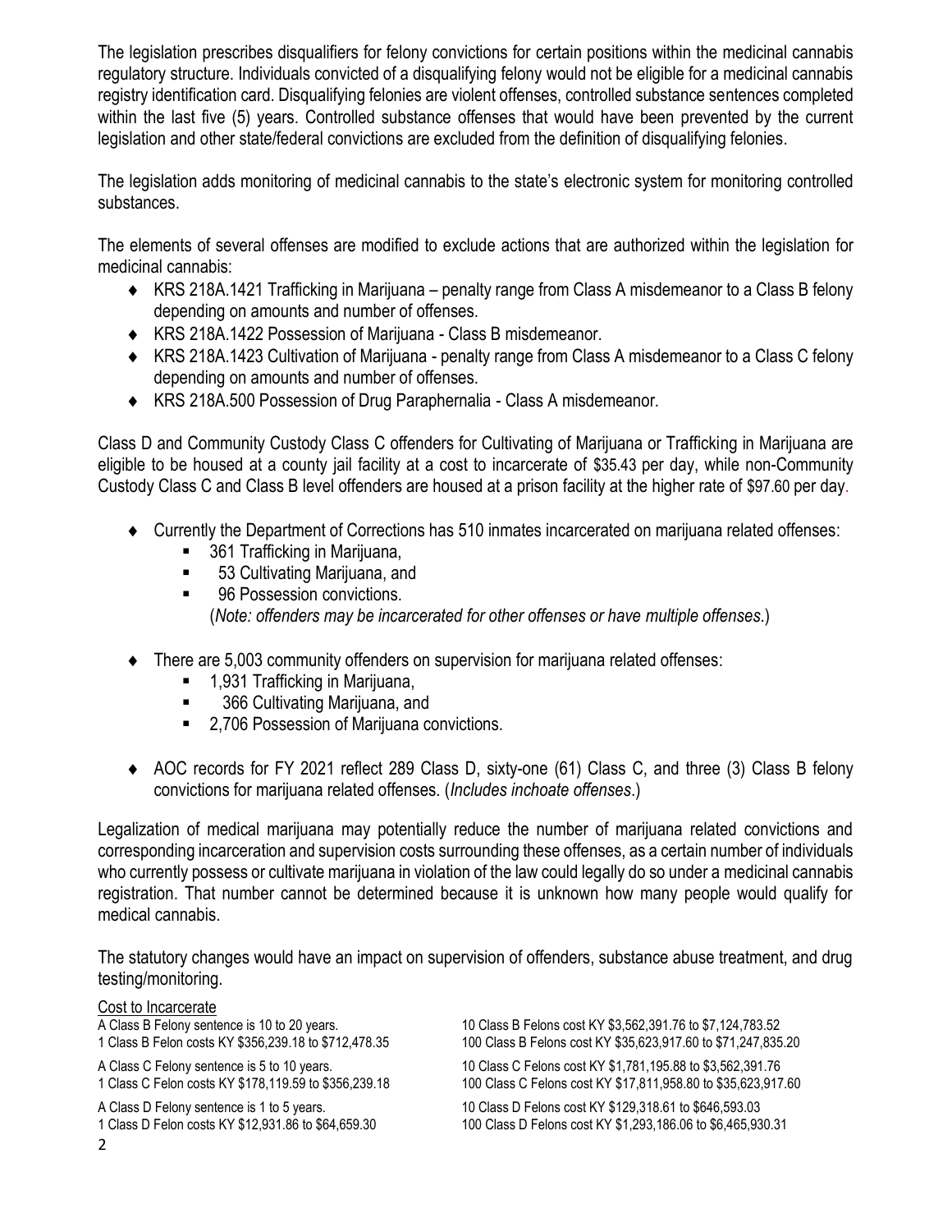The legislation prescribes disqualifiers for felony convictions for certain positions within the medicinal cannabis regulatory structure. Individuals convicted of a disqualifying felony would not be eligible for a medicinal cannabis registry identification card. Disqualifying felonies are violent offenses, controlled substance sentences completed within the last five (5) years. Controlled substance offenses that would have been prevented by the current legislation and other state/federal convictions are excluded from the definition of disqualifying felonies.

The legislation adds monitoring of medicinal cannabis to the state's electronic system for monitoring controlled substances.

The elements of several offenses are modified to exclude actions that are authorized within the legislation for medicinal cannabis:

- KRS 218A.1421 Trafficking in Marijuana – penalty range from Class A misdemeanor to a Class B felony depending on amounts and number of offenses.
- KRS 218A.1422 Possession of Marijuana - Class B misdemeanor.
- KRS 218A.1423 Cultivation of Marijuana - penalty range from Class A misdemeanor to a Class C felony depending on amounts and number of offenses.
- KRS 218A.500 Possession of Drug Paraphernalia - Class A misdemeanor.

Class D and Community Custody Class C offenders for Cultivating of Marijuana or Trafficking in Marijuana are eligible to be housed at a county jail facility at a cost to incarcerate of $35.43 per day, while non-Community Custody Class C and Class B level offenders are housed at a prison facility at the higher rate of $97.60 per day.

- Currently the Department of Corrections has 510 inmates incarcerated on marijuana related offenses:
  - 361 Trafficking in Marijuana,
  - 53 Cultivating Marijuana, and
  - 96 Possession convictions.
  
  (*Note: offenders may be incarcerated for other offenses or have multiple offenses.*)
- There are 5,003 community offenders on supervision for marijuana related offenses:
  - 1,931 Trafficking in Marijuana,
  - 366 Cultivating Marijuana, and
  - 2,706 Possession of Marijuana convictions.
- AOC records for FY 2021 reflect 289 Class D, sixty-one (61) Class C, and three (3) Class B felony convictions for marijuana related offenses. (*Includes inchoate offenses.*)

Legalization of medical marijuana may potentially reduce the number of marijuana related convictions and corresponding incarceration and supervision costs surrounding these offenses, as a certain number of individuals who currently possess or cultivate marijuana in violation of the law could legally do so under a medicinal cannabis registration. That number cannot be determined because it is unknown how many people would qualify for medical cannabis.

The statutory changes would have an impact on supervision of offenders, substance abuse treatment, and drug testing/monitoring.

Cost to Incarcerate

A Class B Felony sentence is 10 to 20 years.
1 Class B Felon costs KY $356,239.18 to $712,478.35

10 Class B Felons cost KY $3,562,391.76 to $7,124,783.52
100 Class B Felons cost KY $35,623,917.60 to $71,247,835.20

A Class C Felony sentence is 5 to 10 years.
1 Class C Felon costs KY $178,119.59 to $356,239.18

10 Class C Felons cost KY $1,781,195.88 to $3,562,391.76
100 Class C Felons cost KY $17,811,958.80 to $35,623,917.60

A Class D Felony sentence is 1 to 5 years.
1 Class D Felon costs KY $12,931.86 to $64,659.30

10 Class D Felons cost KY $129,318.61 to $646,593.03
100 Class D Felons cost KY $1,293,186.06 to $6,465,930.31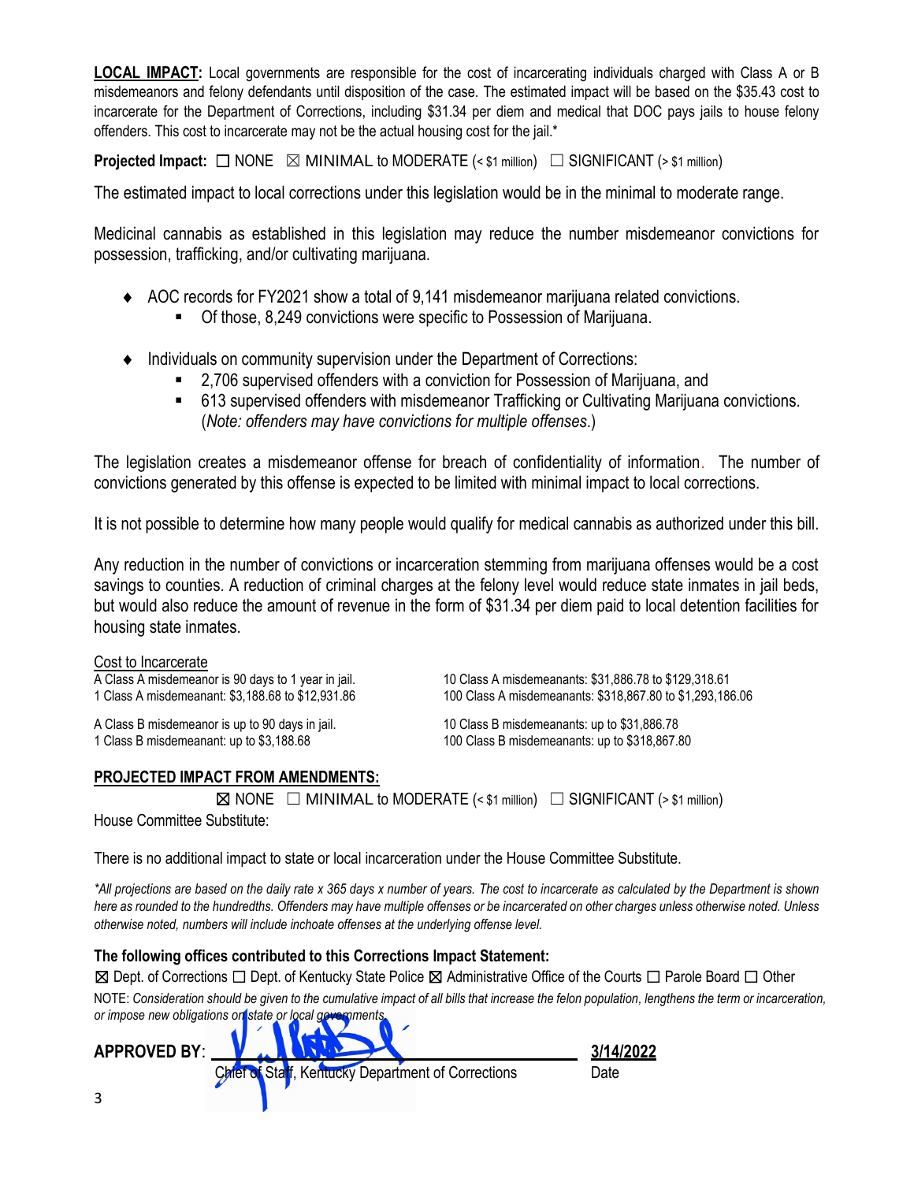**LOCAL IMPACT:** Local governments are responsible for the cost of incarcerating individuals charged with Class A or B misdemeanors and felony defendants until disposition of the case. The estimated impact will be based on the $35.43 cost to incarcerate for the Department of Corrections, including $31.34 per diem and medical that DOC pays jails to house felony offenders. This cost to incarcerate may not be the actual housing cost for the jail.*

**Projected Impact:** ☐ NONE ☒ MINIMAL to MODERATE (< $1 million) ☐ SIGNIFICANT (> $1 million)

The estimated impact to local corrections under this legislation would be in the minimal to moderate range.

Medicinal cannabis as established in this legislation may reduce the number misdemeanor convictions for possession, trafficking, and/or cultivating marijuana.

- AOC records for FY2021 show a total of 9,141 misdemeanor marijuana related convictions.
  - Of those, 8,249 convictions were specific to Possession of Marijuana.

- Individuals on community supervision under the Department of Corrections:
  - 2,706 supervised offenders with a conviction for Possession of Marijuana, and
  - 613 supervised offenders with misdemeanor Trafficking or Cultivating Marijuana convictions. (*Note: offenders may have convictions for multiple offenses.*)

The legislation creates a misdemeanor offense for breach of confidentiality of information. The number of convictions generated by this offense is expected to be limited with minimal impact to local corrections.

It is not possible to determine how many people would qualify for medical cannabis as authorized under this bill.

Any reduction in the number of convictions or incarceration stemming from marijuana offenses would be a cost savings to counties. A reduction of criminal charges at the felony level would reduce state inmates in jail beds, but would also reduce the amount of revenue in the form of $31.34 per diem paid to local detention facilities for housing state inmates.

Cost to Incarcerate

| | |
|---|---|
| A Class A misdemeanor is 90 days to 1 year in jail.<br>1 Class A misdemeanant: $3,188.68 to $12,931.86 | 10 Class A misdemeanants: $31,886.78 to $129,318.61<br>100 Class A misdemeanants: $318,867.80 to $1,293,186.06 |
| A Class B misdemeanor is up to 90 days in jail.<br>1 Class B misdemeanant: up to $3,188.68 | 10 Class B misdemeanants: up to $31,886.78<br>100 Class B misdemeanants: up to $318,867.80 |

**PROJECTED IMPACT FROM AMENDMENTS:**

☒ NONE ☐ MINIMAL to MODERATE (< $1 million) ☐ SIGNIFICANT (> $1 million)

House Committee Substitute:

There is no additional impact to state or local incarceration under the House Committee Substitute.

*\*All projections are based on the daily rate x 365 days x number of years. The cost to incarcerate as calculated by the Department is shown here as rounded to the hundredths. Offenders may have multiple offenses or be incarcerated on other charges unless otherwise noted. Unless otherwise noted, numbers will include inchoate offenses at the underlying offense level.*

**The following offices contributed to this Corrections Impact Statement:**

☒ Dept. of Corrections ☐ Dept. of Kentucky State Police ☒ Administrative Office of the Courts ☐ Parole Board ☐ Other

NOTE: *Consideration should be given to the cumulative impact of all bills that increase the felon population, lengthens the term or incarceration, or impose new obligations on state or local governments.*

**APPROVED BY**: ______________________________ **3/14/2022**

Chief of Staff, Kentucky Department of Corrections     Date